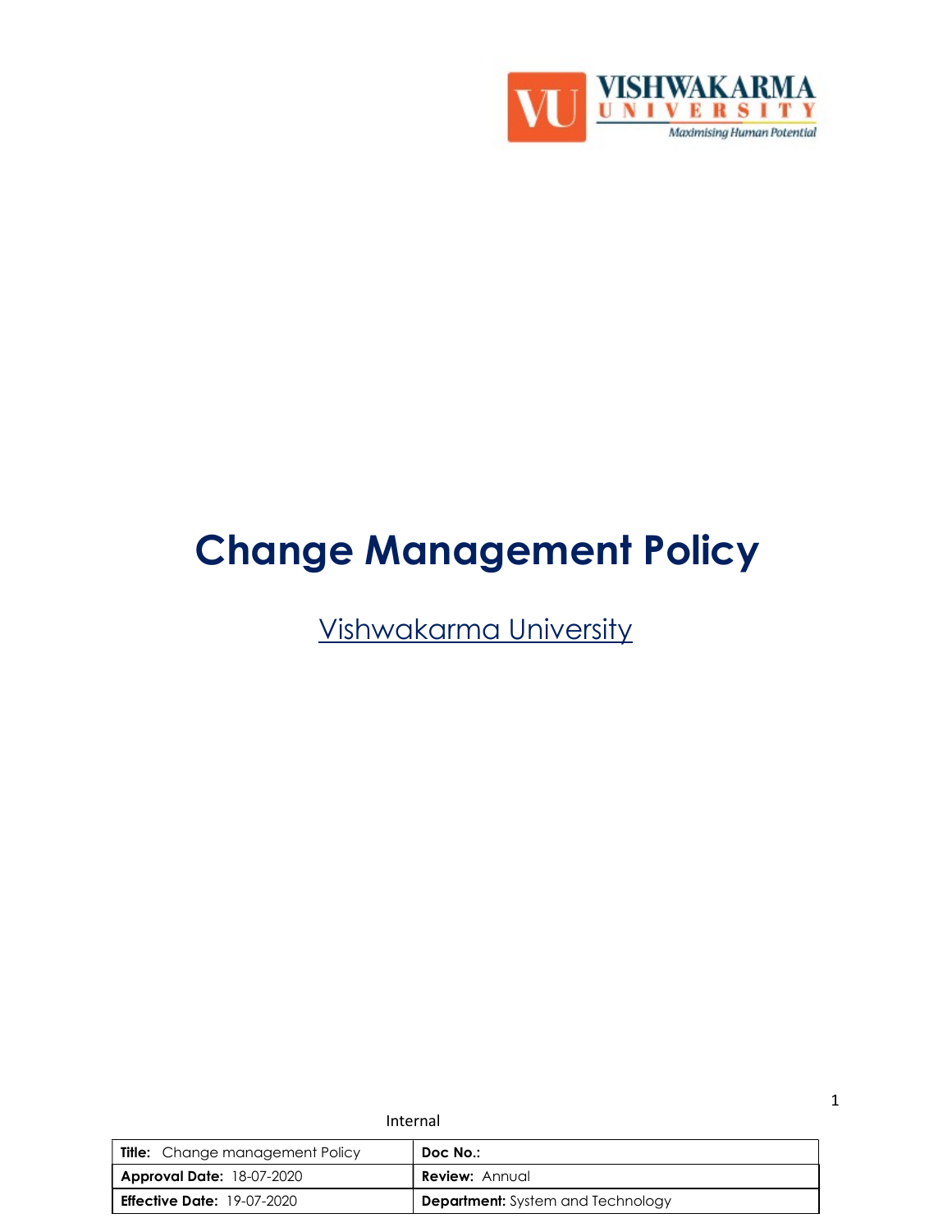# Change Management Policy

Vishwakarma University

Internal

| **Title:** Change management Policy | **Doc No.:** |
|---|---|
| **Approval Date:** 18-07-2020 | **Review:** Annual |
| **Effective Date:** 19-07-2020 | **Department:** System and Technology |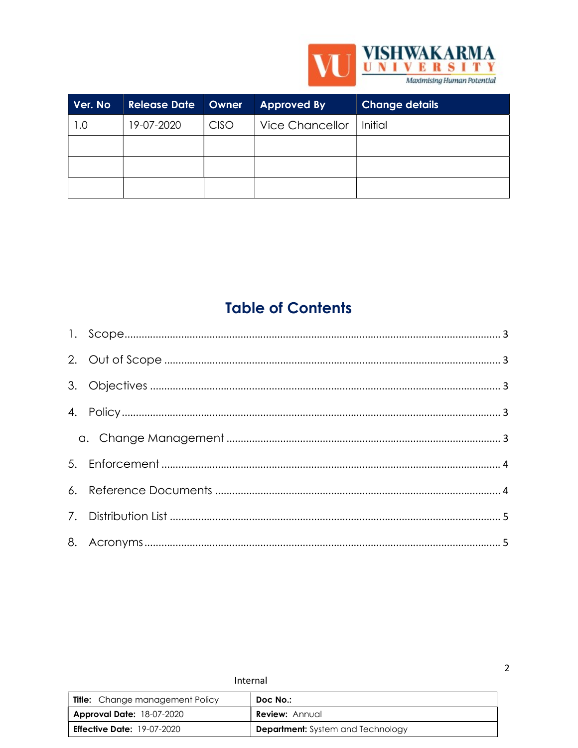| Ver. No | Release Date | Owner | Approved By | Change details |
|---|---|---|---|---|
| 1.0 | 19-07-2020 | CISO | Vice Chancellor | Initial |
| | | | | |
| | | | | |
| | | | | |

# Table of Contents

1. Scope ........................................ 3
2. Out of Scope ........................................ 3
3. Objectives ........................................ 3
4. Policy ........................................ 3
   a. Change Management ........................................ 3
5. Enforcement ........................................ 4
6. Reference Documents ........................................ 4
7. Distribution List ........................................ 5
8. Acronyms ........................................ 5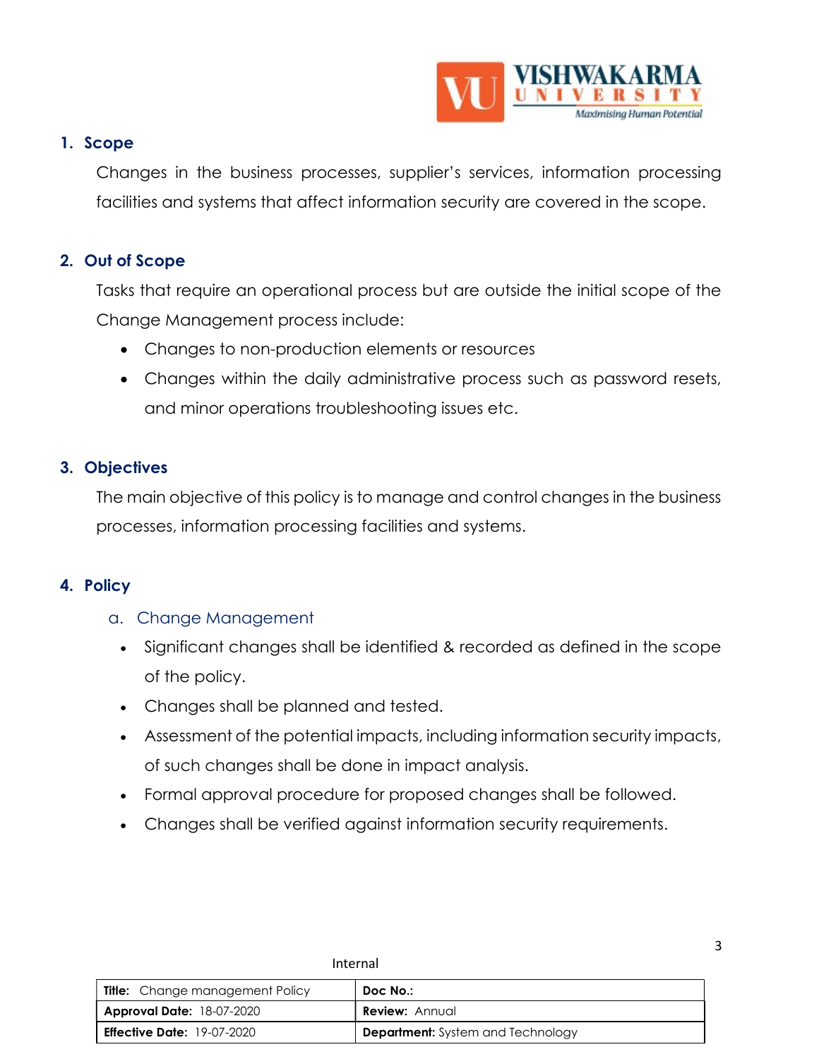## 1. Scope

Changes in the business processes, supplier's services, information processing facilities and systems that affect information security are covered in the scope.

## 2. Out of Scope

Tasks that require an operational process but are outside the initial scope of the Change Management process include:

- Changes to non-production elements or resources
- Changes within the daily administrative process such as password resets, and minor operations troubleshooting issues etc.

## 3. Objectives

The main objective of this policy is to manage and control changes in the business processes, information processing facilities and systems.

## 4. Policy

### a. Change Management

- Significant changes shall be identified & recorded as defined in the scope of the policy.
- Changes shall be planned and tested.
- Assessment of the potential impacts, including information security impacts, of such changes shall be done in impact analysis.
- Formal approval procedure for proposed changes shall be followed.
- Changes shall be verified against information security requirements.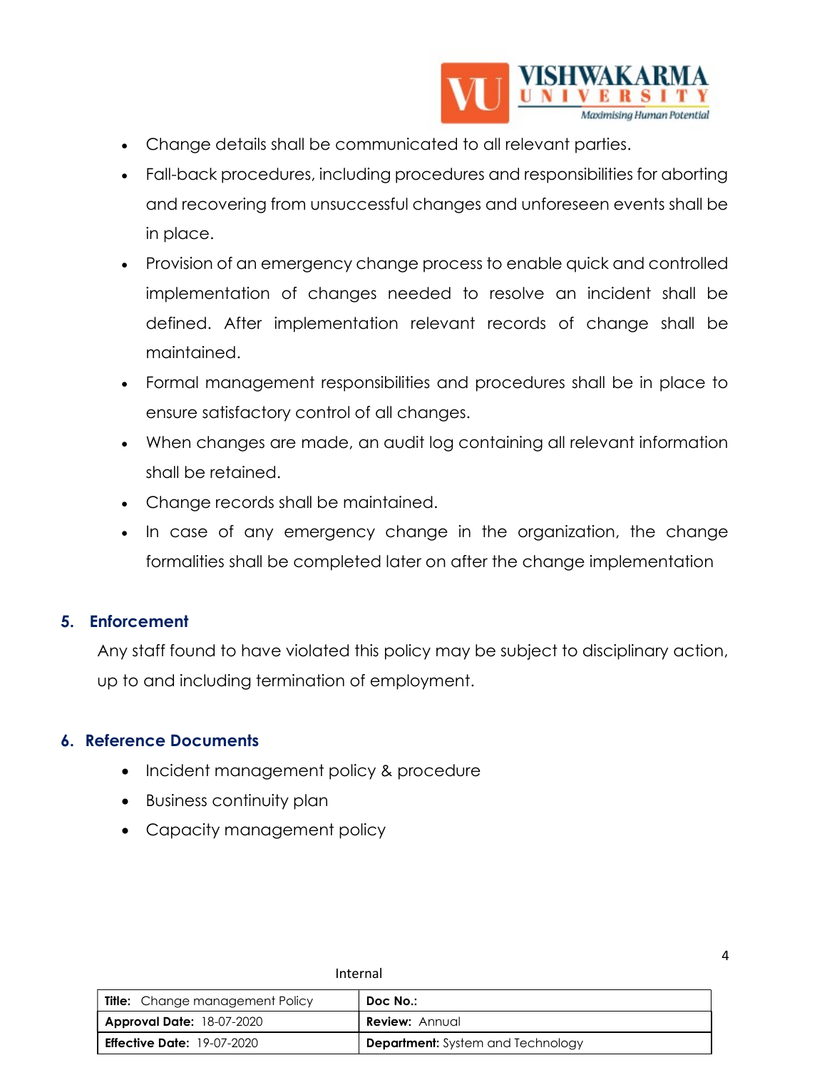- Change details shall be communicated to all relevant parties.
- Fall-back procedures, including procedures and responsibilities for aborting and recovering from unsuccessful changes and unforeseen events shall be in place.
- Provision of an emergency change process to enable quick and controlled implementation of changes needed to resolve an incident shall be defined. After implementation relevant records of change shall be maintained.
- Formal management responsibilities and procedures shall be in place to ensure satisfactory control of all changes.
- When changes are made, an audit log containing all relevant information shall be retained.
- Change records shall be maintained.
- In case of any emergency change in the organization, the change formalities shall be completed later on after the change implementation

## 5. Enforcement

Any staff found to have violated this policy may be subject to disciplinary action, up to and including termination of employment.

## 6. Reference Documents

- Incident management policy & procedure
- Business continuity plan
- Capacity management policy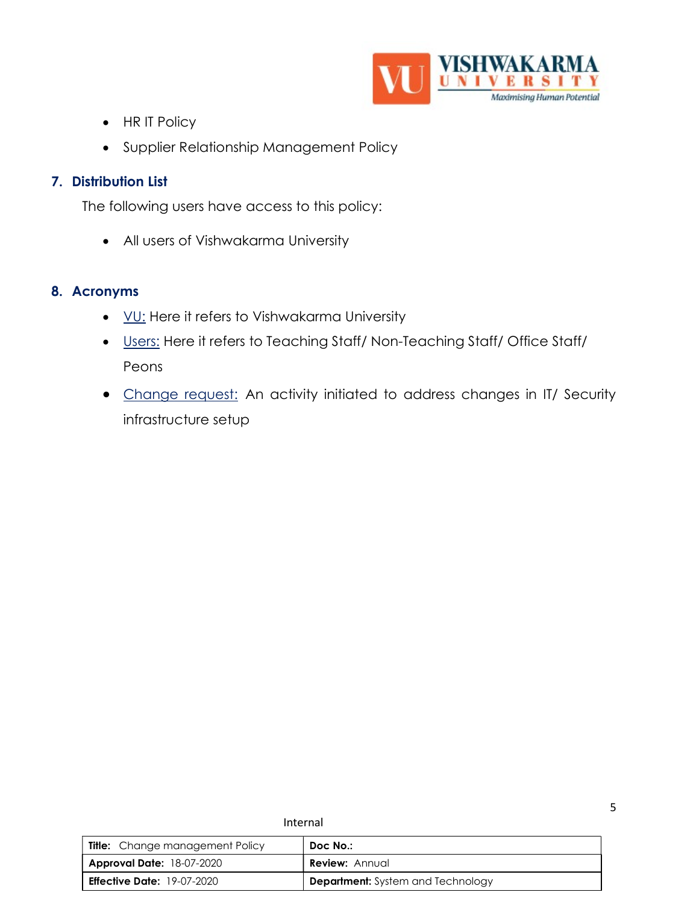- HR IT Policy
- Supplier Relationship Management Policy

## 7. Distribution List

The following users have access to this policy:

- All users of Vishwakarma University

## 8. Acronyms

- VU: Here it refers to Vishwakarma University
- Users: Here it refers to Teaching Staff/ Non-Teaching Staff/ Office Staff/ Peons
- Change request: An activity initiated to address changes in IT/ Security infrastructure setup